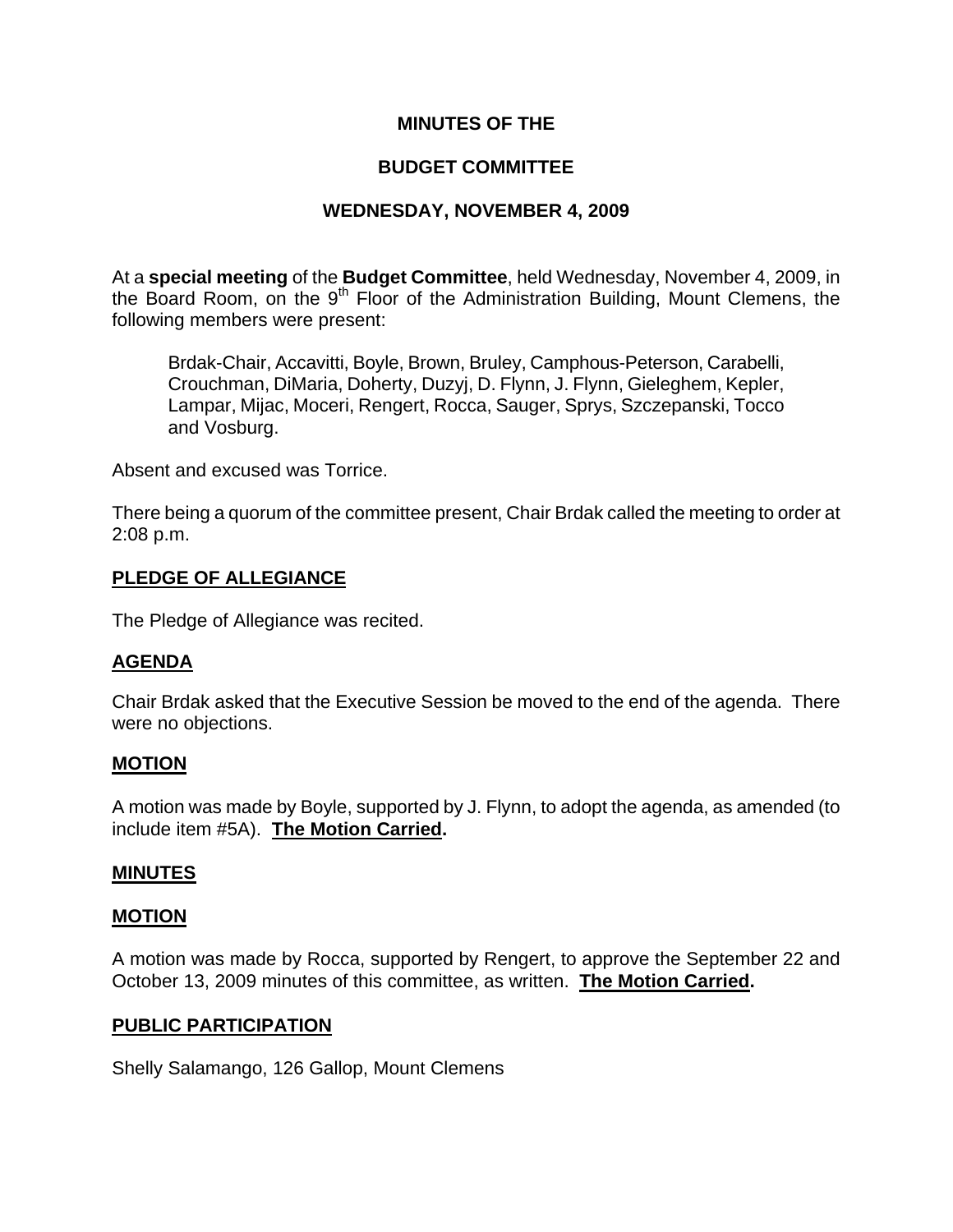**MINUTES OF THE**

**BUDGET COMMITTEE**

**WEDNESDAY, NOVEMBER 4, 2009**

At a **special meeting** of the **Budget Committee**, held Wednesday, November 4, 2009, in the Board Room, on the 9th Floor of the Administration Building, Mount Clemens, the following members were present:

> Brdak-Chair, Accavitti, Boyle, Brown, Bruley, Camphous-Peterson, Carabelli, Crouchman, DiMaria, Doherty, Duzyj, D. Flynn, J. Flynn, Gieleghem, Kepler, Lampar, Mijac, Moceri, Rengert, Rocca, Sauger, Sprys, Szczepanski, Tocco and Vosburg.

Absent and excused was Torrice.

There being a quorum of the committee present, Chair Brdak called the meeting to order at 2:08 p.m.

## PLEDGE OF ALLEGIANCE

The Pledge of Allegiance was recited.

## AGENDA

Chair Brdak asked that the Executive Session be moved to the end of the agenda. There were no objections.

## MOTION

A motion was made by Boyle, supported by J. Flynn, to adopt the agenda, as amended (to include item #5A). **The Motion Carried.**

## MINUTES

## MOTION

A motion was made by Rocca, supported by Rengert, to approve the September 22 and October 13, 2009 minutes of this committee, as written. **The Motion Carried.**

## PUBLIC PARTICIPATION

Shelly Salamango, 126 Gallop, Mount Clemens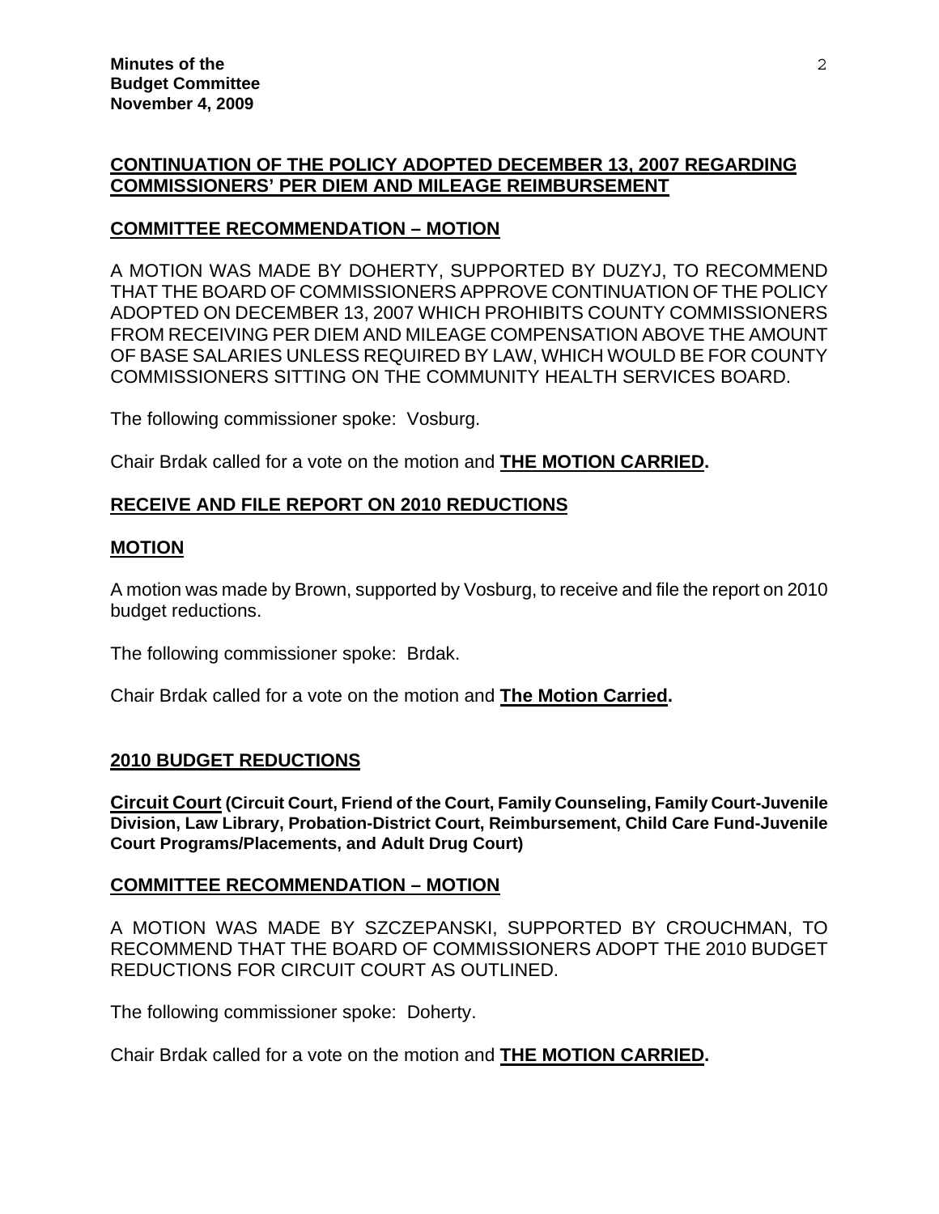## CONTINUATION OF THE POLICY ADOPTED DECEMBER 13, 2007 REGARDING COMMISSIONERS' PER DIEM AND MILEAGE REIMBURSEMENT

### COMMITTEE RECOMMENDATION – MOTION

A MOTION WAS MADE BY DOHERTY, SUPPORTED BY DUZYJ, TO RECOMMEND THAT THE BOARD OF COMMISSIONERS APPROVE CONTINUATION OF THE POLICY ADOPTED ON DECEMBER 13, 2007 WHICH PROHIBITS COUNTY COMMISSIONERS FROM RECEIVING PER DIEM AND MILEAGE COMPENSATION ABOVE THE AMOUNT OF BASE SALARIES UNLESS REQUIRED BY LAW, WHICH WOULD BE FOR COUNTY COMMISSIONERS SITTING ON THE COMMUNITY HEALTH SERVICES BOARD.

The following commissioner spoke: Vosburg.

Chair Brdak called for a vote on the motion and **THE MOTION CARRIED.**

## RECEIVE AND FILE REPORT ON 2010 REDUCTIONS

### MOTION

A motion was made by Brown, supported by Vosburg, to receive and file the report on 2010 budget reductions.

The following commissioner spoke: Brdak.

Chair Brdak called for a vote on the motion and **The Motion Carried.**

## 2010 BUDGET REDUCTIONS

**Circuit Court (Circuit Court, Friend of the Court, Family Counseling, Family Court-Juvenile Division, Law Library, Probation-District Court, Reimbursement, Child Care Fund-Juvenile Court Programs/Placements, and Adult Drug Court)**

### COMMITTEE RECOMMENDATION – MOTION

A MOTION WAS MADE BY SZCZEPANSKI, SUPPORTED BY CROUCHMAN, TO RECOMMEND THAT THE BOARD OF COMMISSIONERS ADOPT THE 2010 BUDGET REDUCTIONS FOR CIRCUIT COURT AS OUTLINED.

The following commissioner spoke: Doherty.

Chair Brdak called for a vote on the motion and **THE MOTION CARRIED.**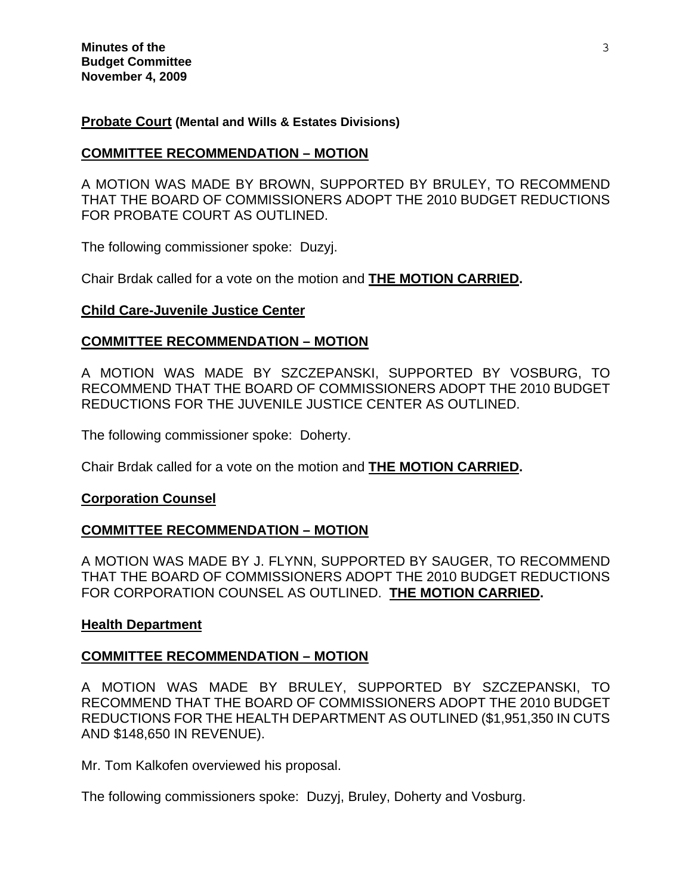**Probate Court** **(Mental and Wills & Estates Divisions)**

**COMMITTEE RECOMMENDATION – MOTION**

A MOTION WAS MADE BY BROWN, SUPPORTED BY BRULEY, TO RECOMMEND THAT THE BOARD OF COMMISSIONERS ADOPT THE 2010 BUDGET REDUCTIONS FOR PROBATE COURT AS OUTLINED.

The following commissioner spoke: Duzyj.

Chair Brdak called for a vote on the motion and **THE MOTION CARRIED.**

**Child Care-Juvenile Justice Center**

**COMMITTEE RECOMMENDATION – MOTION**

A MOTION WAS MADE BY SZCZEPANSKI, SUPPORTED BY VOSBURG, TO RECOMMEND THAT THE BOARD OF COMMISSIONERS ADOPT THE 2010 BUDGET REDUCTIONS FOR THE JUVENILE JUSTICE CENTER AS OUTLINED.

The following commissioner spoke: Doherty.

Chair Brdak called for a vote on the motion and **THE MOTION CARRIED.**

**Corporation Counsel**

**COMMITTEE RECOMMENDATION – MOTION**

A MOTION WAS MADE BY J. FLYNN, SUPPORTED BY SAUGER, TO RECOMMEND THAT THE BOARD OF COMMISSIONERS ADOPT THE 2010 BUDGET REDUCTIONS FOR CORPORATION COUNSEL AS OUTLINED. **THE MOTION CARRIED.**

**Health Department**

**COMMITTEE RECOMMENDATION – MOTION**

A MOTION WAS MADE BY BRULEY, SUPPORTED BY SZCZEPANSKI, TO RECOMMEND THAT THE BOARD OF COMMISSIONERS ADOPT THE 2010 BUDGET REDUCTIONS FOR THE HEALTH DEPARTMENT AS OUTLINED ($1,951,350 IN CUTS AND $148,650 IN REVENUE).

Mr. Tom Kalkofen overviewed his proposal.

The following commissioners spoke: Duzyj, Bruley, Doherty and Vosburg.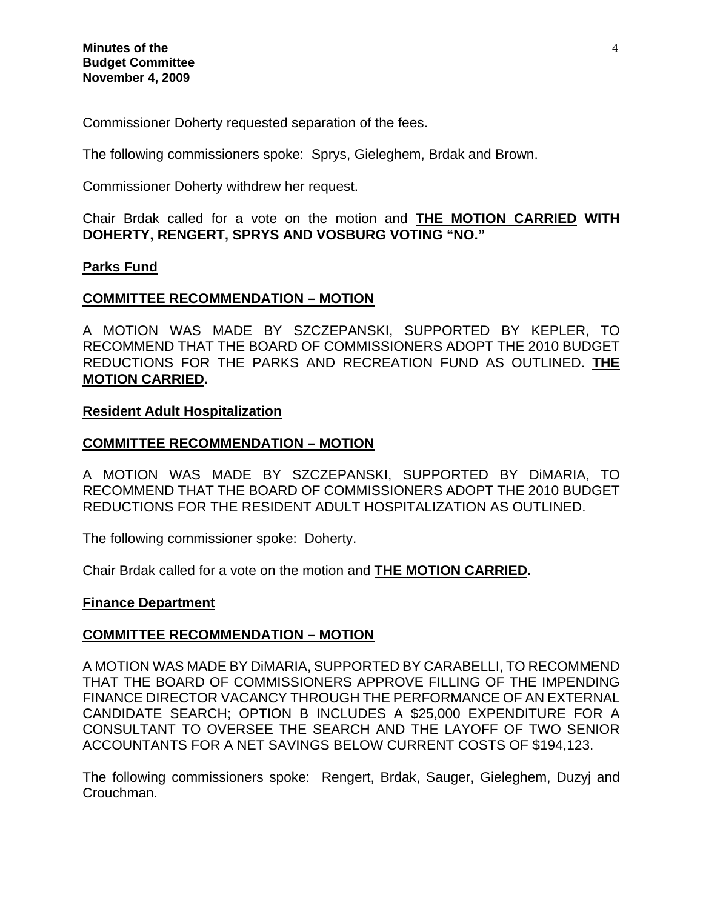Commissioner Doherty requested separation of the fees.

The following commissioners spoke: Sprys, Gieleghem, Brdak and Brown.

Commissioner Doherty withdrew her request.

Chair Brdak called for a vote on the motion and **THE MOTION CARRIED WITH DOHERTY, RENGERT, SPRYS AND VOSBURG VOTING "NO."**

**Parks Fund**

**COMMITTEE RECOMMENDATION – MOTION**

A MOTION WAS MADE BY SZCZEPANSKI, SUPPORTED BY KEPLER, TO RECOMMEND THAT THE BOARD OF COMMISSIONERS ADOPT THE 2010 BUDGET REDUCTIONS FOR THE PARKS AND RECREATION FUND AS OUTLINED. **THE MOTION CARRIED.**

**Resident Adult Hospitalization**

**COMMITTEE RECOMMENDATION – MOTION**

A MOTION WAS MADE BY SZCZEPANSKI, SUPPORTED BY DiMARIA, TO RECOMMEND THAT THE BOARD OF COMMISSIONERS ADOPT THE 2010 BUDGET REDUCTIONS FOR THE RESIDENT ADULT HOSPITALIZATION AS OUTLINED.

The following commissioner spoke: Doherty.

Chair Brdak called for a vote on the motion and **THE MOTION CARRIED.**

**Finance Department**

**COMMITTEE RECOMMENDATION – MOTION**

A MOTION WAS MADE BY DiMARIA, SUPPORTED BY CARABELLI, TO RECOMMEND THAT THE BOARD OF COMMISSIONERS APPROVE FILLING OF THE IMPENDING FINANCE DIRECTOR VACANCY THROUGH THE PERFORMANCE OF AN EXTERNAL CANDIDATE SEARCH; OPTION B INCLUDES A $25,000 EXPENDITURE FOR A CONSULTANT TO OVERSEE THE SEARCH AND THE LAYOFF OF TWO SENIOR ACCOUNTANTS FOR A NET SAVINGS BELOW CURRENT COSTS OF $194,123.

The following commissioners spoke: Rengert, Brdak, Sauger, Gieleghem, Duzyj and Crouchman.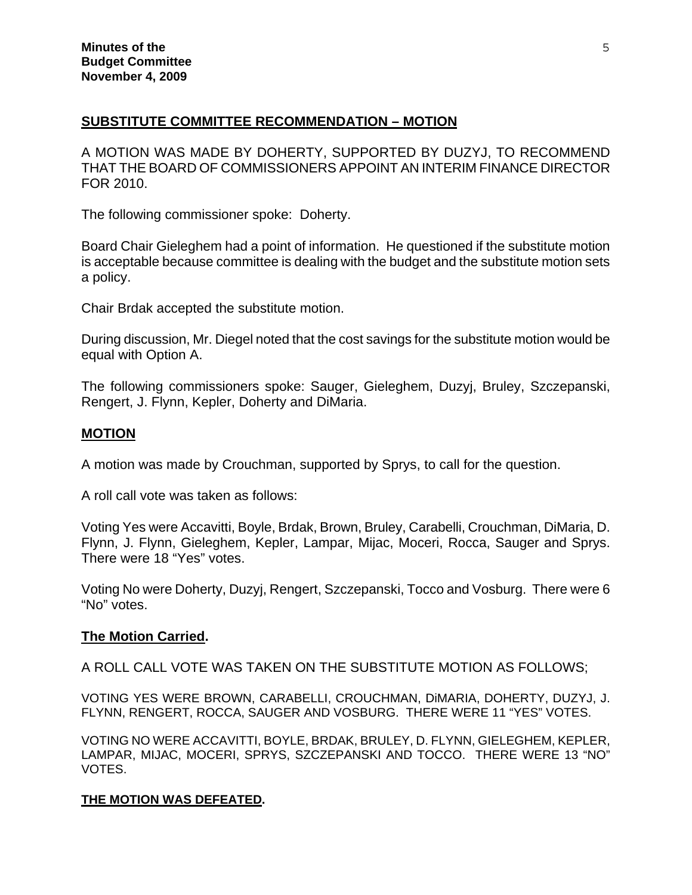## **SUBSTITUTE COMMITTEE RECOMMENDATION – MOTION**

A MOTION WAS MADE BY DOHERTY, SUPPORTED BY DUZYJ, TO RECOMMEND THAT THE BOARD OF COMMISSIONERS APPOINT AN INTERIM FINANCE DIRECTOR FOR 2010.

The following commissioner spoke: Doherty.

Board Chair Gieleghem had a point of information. He questioned if the substitute motion is acceptable because committee is dealing with the budget and the substitute motion sets a policy.

Chair Brdak accepted the substitute motion.

During discussion, Mr. Diegel noted that the cost savings for the substitute motion would be equal with Option A.

The following commissioners spoke: Sauger, Gieleghem, Duzyj, Bruley, Szczepanski, Rengert, J. Flynn, Kepler, Doherty and DiMaria.

## **MOTION**

A motion was made by Crouchman, supported by Sprys, to call for the question.

A roll call vote was taken as follows:

Voting Yes were Accavitti, Boyle, Brdak, Brown, Bruley, Carabelli, Crouchman, DiMaria, D. Flynn, J. Flynn, Gieleghem, Kepler, Lampar, Mijac, Moceri, Rocca, Sauger and Sprys. There were 18 "Yes" votes.

Voting No were Doherty, Duzyj, Rengert, Szczepanski, Tocco and Vosburg. There were 6 "No" votes.

**The Motion Carried.**

A ROLL CALL VOTE WAS TAKEN ON THE SUBSTITUTE MOTION AS FOLLOWS;

VOTING YES WERE BROWN, CARABELLI, CROUCHMAN, DiMARIA, DOHERTY, DUZYJ, J. FLYNN, RENGERT, ROCCA, SAUGER AND VOSBURG. THERE WERE 11 "YES" VOTES.

VOTING NO WERE ACCAVITTI, BOYLE, BRDAK, BRULEY, D. FLYNN, GIELEGHEM, KEPLER, LAMPAR, MIJAC, MOCERI, SPRYS, SZCZEPANSKI AND TOCCO. THERE WERE 13 "NO" VOTES.

**THE MOTION WAS DEFEATED.**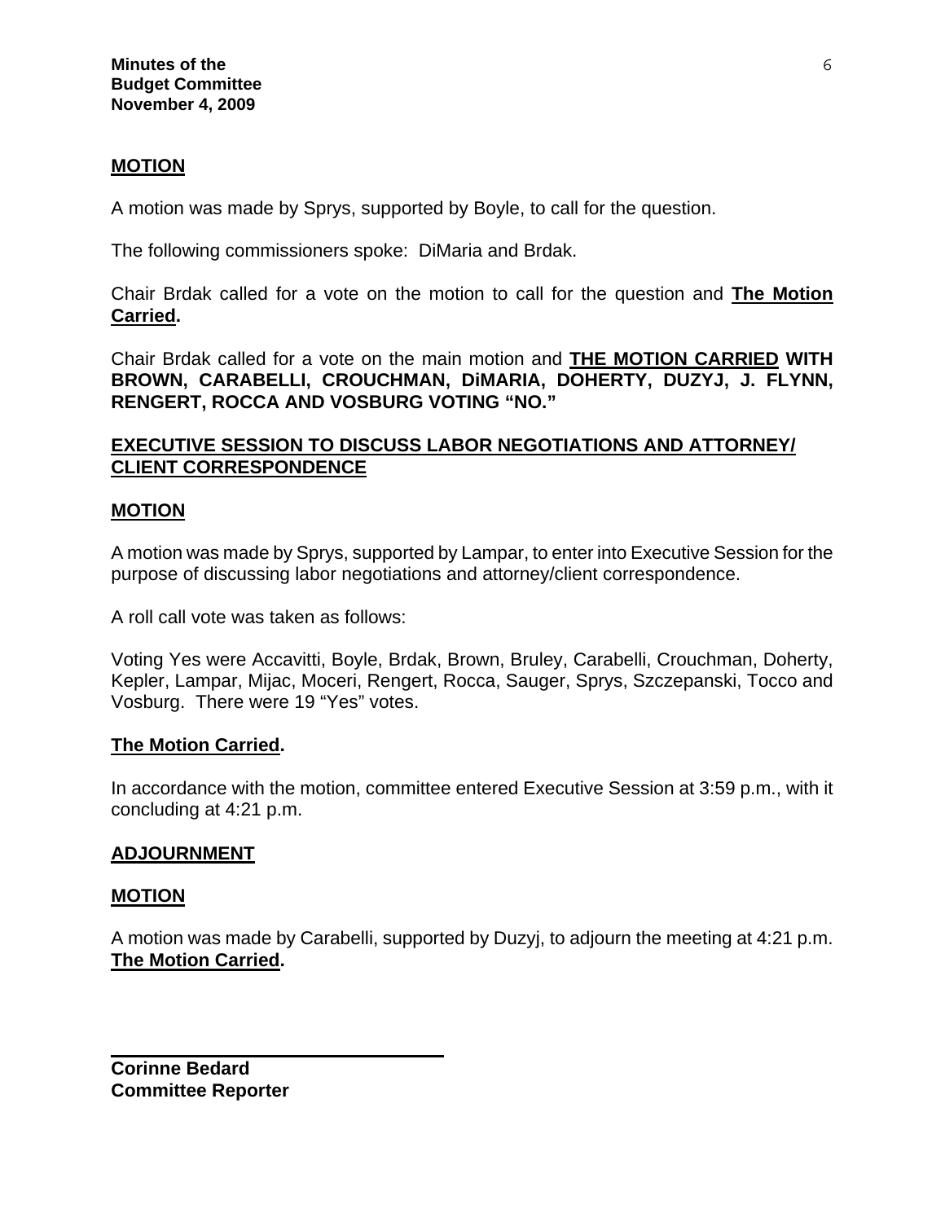**MOTION**

A motion was made by Sprys, supported by Boyle, to call for the question.

The following commissioners spoke: DiMaria and Brdak.

Chair Brdak called for a vote on the motion to call for the question and **The Motion Carried.**

Chair Brdak called for a vote on the main motion and **THE MOTION CARRIED WITH BROWN, CARABELLI, CROUCHMAN, DiMARIA, DOHERTY, DUZYJ, J. FLYNN, RENGERT, ROCCA AND VOSBURG VOTING "NO."**

## EXECUTIVE SESSION TO DISCUSS LABOR NEGOTIATIONS AND ATTORNEY/ CLIENT CORRESPONDENCE

**MOTION**

A motion was made by Sprys, supported by Lampar, to enter into Executive Session for the purpose of discussing labor negotiations and attorney/client correspondence.

A roll call vote was taken as follows:

Voting Yes were Accavitti, Boyle, Brdak, Brown, Bruley, Carabelli, Crouchman, Doherty, Kepler, Lampar, Mijac, Moceri, Rengert, Rocca, Sauger, Sprys, Szczepanski, Tocco and Vosburg. There were 19 "Yes" votes.

**The Motion Carried.**

In accordance with the motion, committee entered Executive Session at 3:59 p.m., with it concluding at 4:21 p.m.

## ADJOURNMENT

**MOTION**

A motion was made by Carabelli, supported by Duzyj, to adjourn the meeting at 4:21 p.m. **The Motion Carried.**

**Corinne Bedard**
**Committee Reporter**